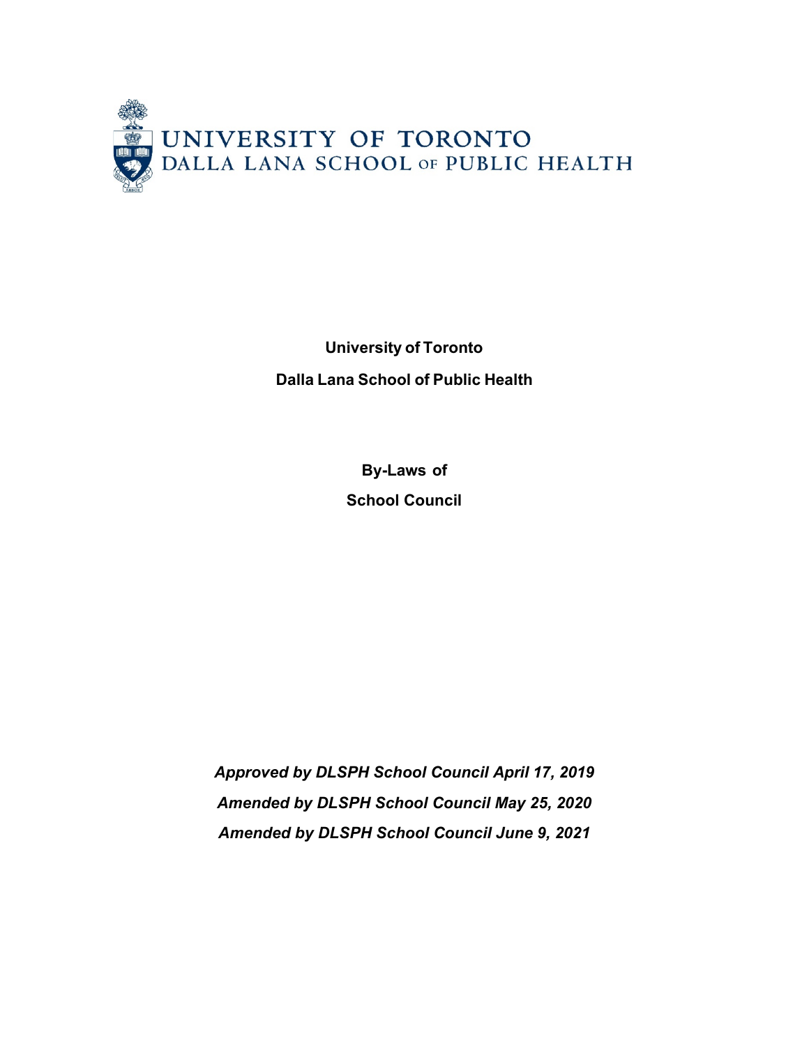UNIVERSITY OF TORONTO
DALLA LANA SCHOOL OF PUBLIC HEALTH

**University of Toronto**

**Dalla Lana School of Public Health**

**By-Laws of**

**School Council**

***Approved by DLSPH School Council April 17, 2019***

***Amended by DLSPH School Council May 25, 2020***

***Amended by DLSPH School Council June 9, 2021***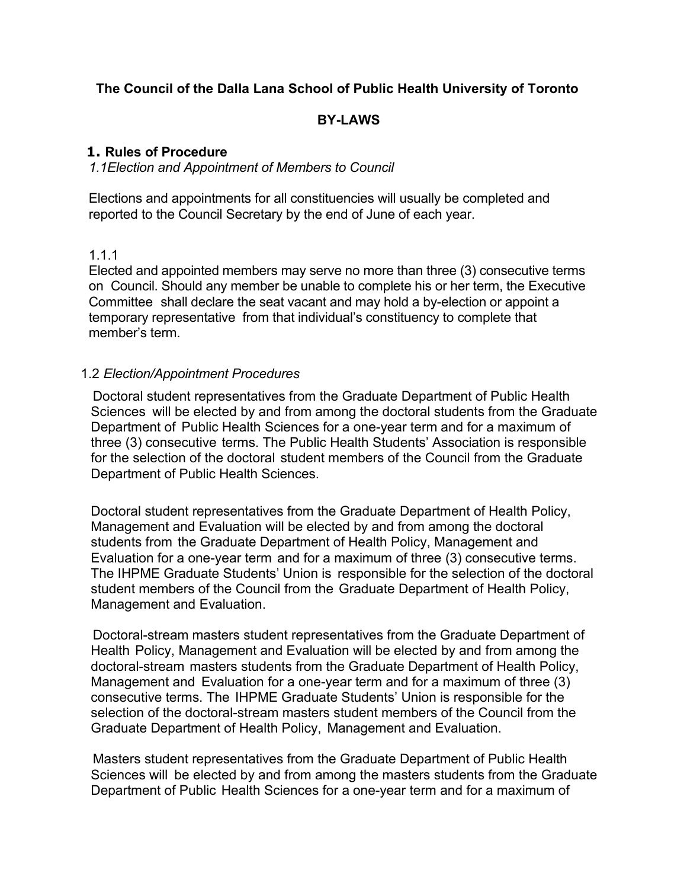**The Council of the Dalla Lana School of Public Health University of Toronto**

**BY-LAWS**

## 1. Rules of Procedure

*1.1Election and Appointment of Members to Council*

Elections and appointments for all constituencies will usually be completed and reported to the Council Secretary by the end of June of each year.

1.1.1

Elected and appointed members may serve no more than three (3) consecutive terms on Council. Should any member be unable to complete his or her term, the Executive Committee shall declare the seat vacant and may hold a by-election or appoint a temporary representative from that individual's constituency to complete that member's term.

1.2 *Election/Appointment Procedures*

Doctoral student representatives from the Graduate Department of Public Health Sciences will be elected by and from among the doctoral students from the Graduate Department of Public Health Sciences for a one-year term and for a maximum of three (3) consecutive terms. The Public Health Students' Association is responsible for the selection of the doctoral student members of the Council from the Graduate Department of Public Health Sciences.

Doctoral student representatives from the Graduate Department of Health Policy, Management and Evaluation will be elected by and from among the doctoral students from the Graduate Department of Health Policy, Management and Evaluation for a one-year term and for a maximum of three (3) consecutive terms. The IHPME Graduate Students' Union is responsible for the selection of the doctoral student members of the Council from the Graduate Department of Health Policy, Management and Evaluation.

Doctoral-stream masters student representatives from the Graduate Department of Health Policy, Management and Evaluation will be elected by and from among the doctoral-stream masters students from the Graduate Department of Health Policy, Management and Evaluation for a one-year term and for a maximum of three (3) consecutive terms. The IHPME Graduate Students' Union is responsible for the selection of the doctoral-stream masters student members of the Council from the Graduate Department of Health Policy, Management and Evaluation.

Masters student representatives from the Graduate Department of Public Health Sciences will be elected by and from among the masters students from the Graduate Department of Public Health Sciences for a one-year term and for a maximum of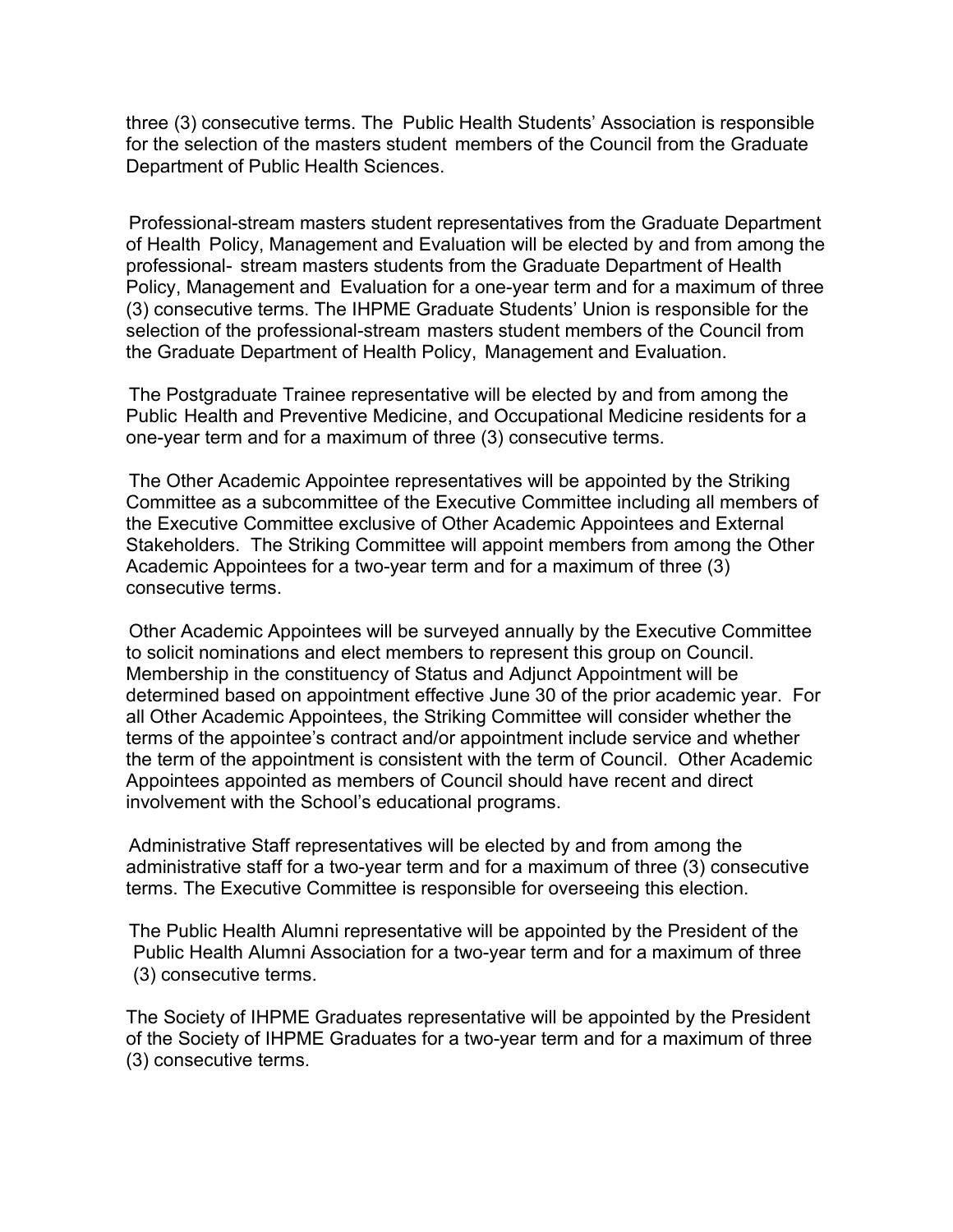three (3) consecutive terms. The Public Health Students' Association is responsible for the selection of the masters student members of the Council from the Graduate Department of Public Health Sciences.

Professional-stream masters student representatives from the Graduate Department of Health Policy, Management and Evaluation will be elected by and from among the professional- stream masters students from the Graduate Department of Health Policy, Management and Evaluation for a one-year term and for a maximum of three (3) consecutive terms. The IHPME Graduate Students' Union is responsible for the selection of the professional-stream masters student members of the Council from the Graduate Department of Health Policy, Management and Evaluation.

The Postgraduate Trainee representative will be elected by and from among the Public Health and Preventive Medicine, and Occupational Medicine residents for a one-year term and for a maximum of three (3) consecutive terms.

The Other Academic Appointee representatives will be appointed by the Striking Committee as a subcommittee of the Executive Committee including all members of the Executive Committee exclusive of Other Academic Appointees and External Stakeholders. The Striking Committee will appoint members from among the Other Academic Appointees for a two-year term and for a maximum of three (3) consecutive terms.

Other Academic Appointees will be surveyed annually by the Executive Committee to solicit nominations and elect members to represent this group on Council. Membership in the constituency of Status and Adjunct Appointment will be determined based on appointment effective June 30 of the prior academic year. For all Other Academic Appointees, the Striking Committee will consider whether the terms of the appointee's contract and/or appointment include service and whether the term of the appointment is consistent with the term of Council. Other Academic Appointees appointed as members of Council should have recent and direct involvement with the School's educational programs.

Administrative Staff representatives will be elected by and from among the administrative staff for a two-year term and for a maximum of three (3) consecutive terms. The Executive Committee is responsible for overseeing this election.

The Public Health Alumni representative will be appointed by the President of the Public Health Alumni Association for a two-year term and for a maximum of three (3) consecutive terms.

The Society of IHPME Graduates representative will be appointed by the President of the Society of IHPME Graduates for a two-year term and for a maximum of three (3) consecutive terms.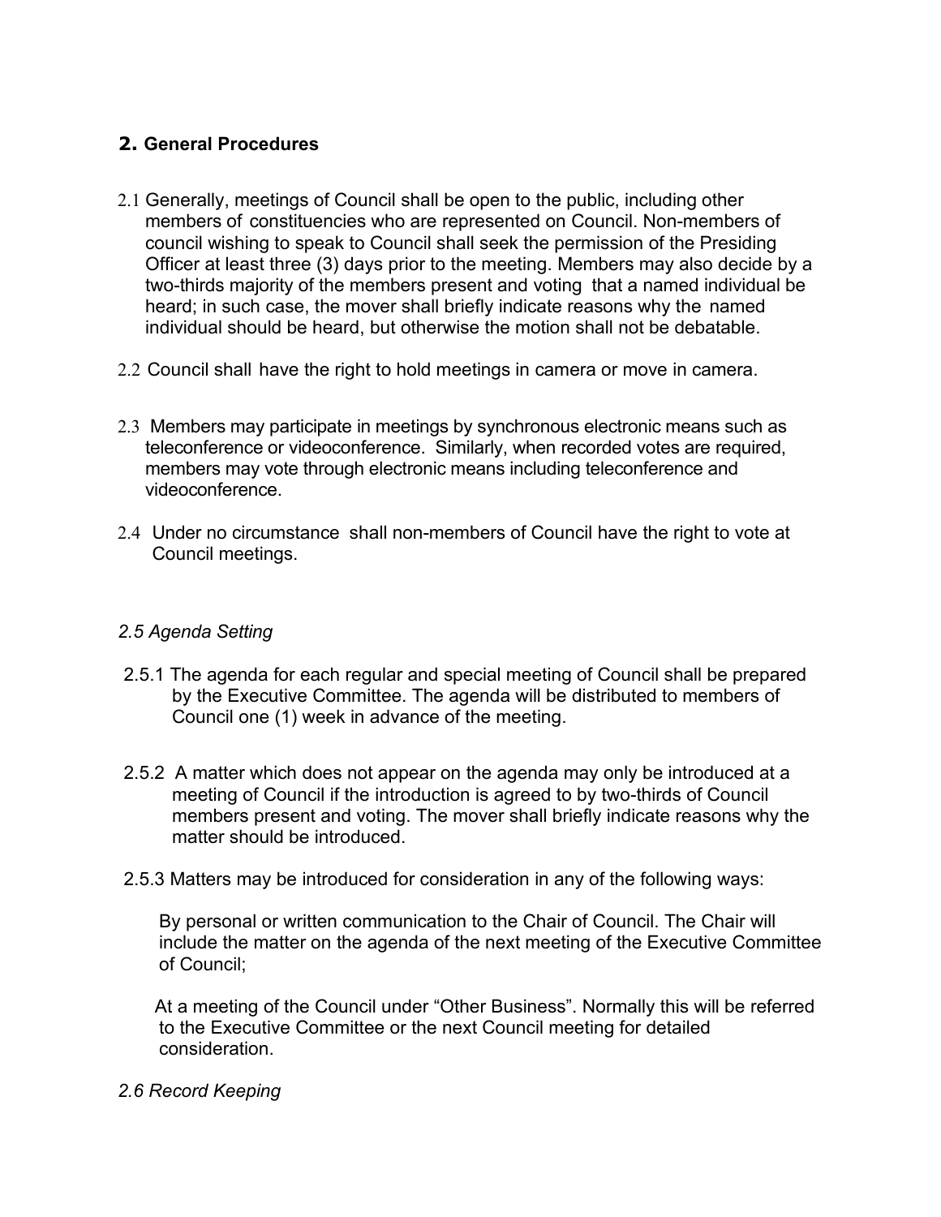## 2. General Procedures

2.1 Generally, meetings of Council shall be open to the public, including other members of constituencies who are represented on Council. Non-members of council wishing to speak to Council shall seek the permission of the Presiding Officer at least three (3) days prior to the meeting. Members may also decide by a two-thirds majority of the members present and voting that a named individual be heard; in such case, the mover shall briefly indicate reasons why the named individual should be heard, but otherwise the motion shall not be debatable.

2.2 Council shall have the right to hold meetings in camera or move in camera.

2.3 Members may participate in meetings by synchronous electronic means such as teleconference or videoconference. Similarly, when recorded votes are required, members may vote through electronic means including teleconference and videoconference.

2.4 Under no circumstance shall non-members of Council have the right to vote at Council meetings.

*2.5 Agenda Setting*

2.5.1 The agenda for each regular and special meeting of Council shall be prepared by the Executive Committee. The agenda will be distributed to members of Council one (1) week in advance of the meeting.

2.5.2 A matter which does not appear on the agenda may only be introduced at a meeting of Council if the introduction is agreed to by two-thirds of Council members present and voting. The mover shall briefly indicate reasons why the matter should be introduced.

2.5.3 Matters may be introduced for consideration in any of the following ways:

By personal or written communication to the Chair of Council. The Chair will include the matter on the agenda of the next meeting of the Executive Committee of Council;

At a meeting of the Council under "Other Business". Normally this will be referred to the Executive Committee or the next Council meeting for detailed consideration.

*2.6 Record Keeping*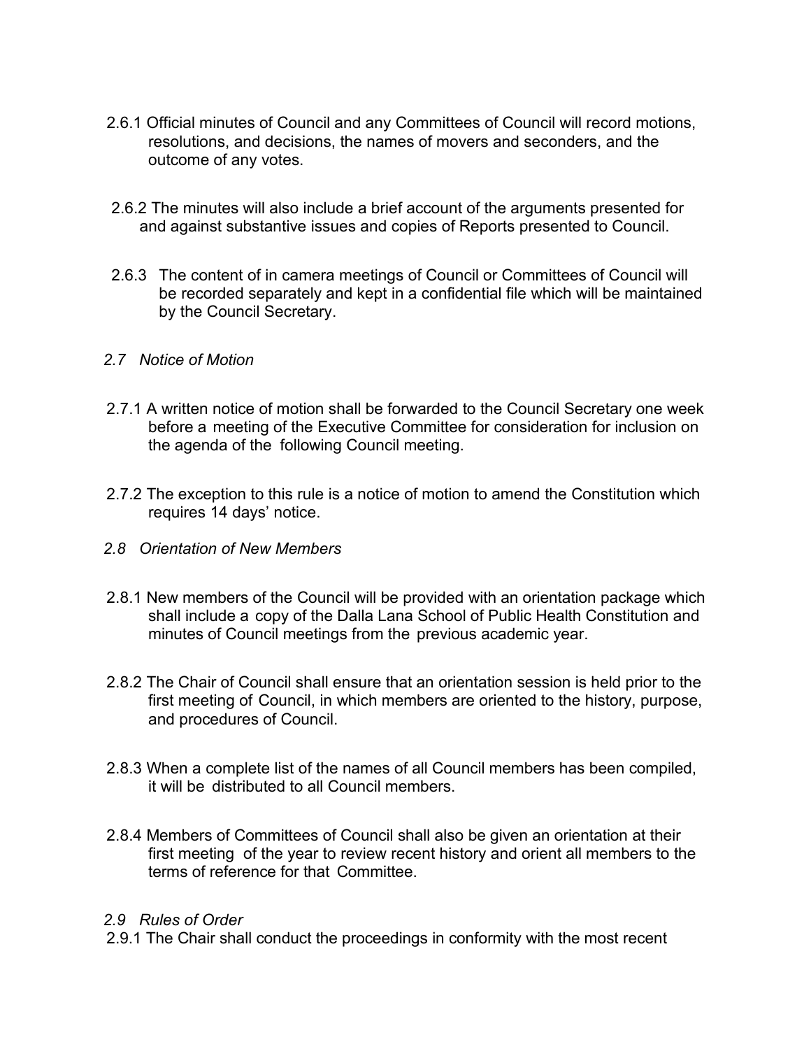2.6.1 Official minutes of Council and any Committees of Council will record motions, resolutions, and decisions, the names of movers and seconders, and the outcome of any votes.

2.6.2 The minutes will also include a brief account of the arguments presented for and against substantive issues and copies of Reports presented to Council.

2.6.3 The content of in camera meetings of Council or Committees of Council will be recorded separately and kept in a confidential file which will be maintained by the Council Secretary.

*2.7 Notice of Motion*

2.7.1 A written notice of motion shall be forwarded to the Council Secretary one week before a meeting of the Executive Committee for consideration for inclusion on the agenda of the following Council meeting.

2.7.2 The exception to this rule is a notice of motion to amend the Constitution which requires 14 days' notice.

*2.8 Orientation of New Members*

2.8.1 New members of the Council will be provided with an orientation package which shall include a copy of the Dalla Lana School of Public Health Constitution and minutes of Council meetings from the previous academic year.

2.8.2 The Chair of Council shall ensure that an orientation session is held prior to the first meeting of Council, in which members are oriented to the history, purpose, and procedures of Council.

2.8.3 When a complete list of the names of all Council members has been compiled, it will be distributed to all Council members.

2.8.4 Members of Committees of Council shall also be given an orientation at their first meeting of the year to review recent history and orient all members to the terms of reference for that Committee.

*2.9 Rules of Order*

2.9.1 The Chair shall conduct the proceedings in conformity with the most recent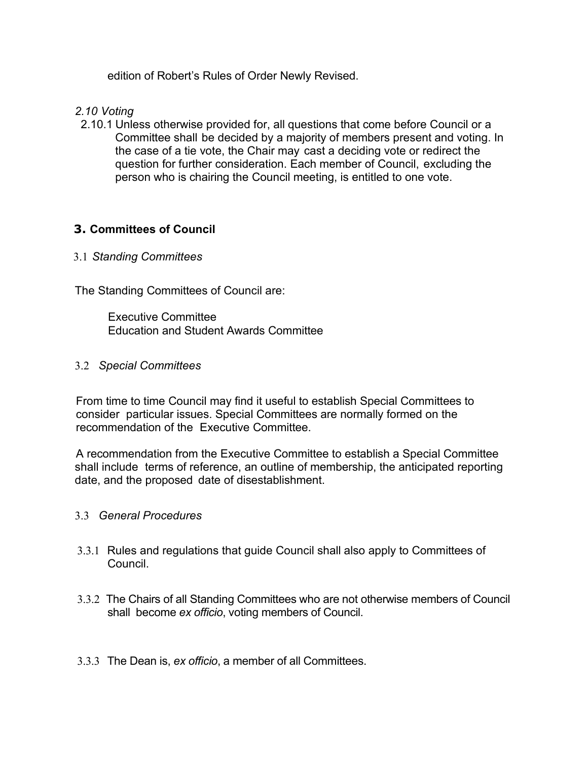edition of Robert's Rules of Order Newly Revised.

*2.10 Voting*

2.10.1 Unless otherwise provided for, all questions that come before Council or a Committee shall be decided by a majority of members present and voting. In the case of a tie vote, the Chair may cast a deciding vote or redirect the question for further consideration. Each member of Council, excluding the person who is chairing the Council meeting, is entitled to one vote.

## 3. Committees of Council

3.1 *Standing Committees*

The Standing Committees of Council are:

Executive Committee
Education and Student Awards Committee

3.2 *Special Committees*

From time to time Council may find it useful to establish Special Committees to consider particular issues. Special Committees are normally formed on the recommendation of the Executive Committee.

A recommendation from the Executive Committee to establish a Special Committee shall include terms of reference, an outline of membership, the anticipated reporting date, and the proposed date of disestablishment.

3.3 *General Procedures*

3.3.1 Rules and regulations that guide Council shall also apply to Committees of Council.

3.3.2 The Chairs of all Standing Committees who are not otherwise members of Council shall become *ex officio*, voting members of Council.

3.3.3 The Dean is, *ex officio*, a member of all Committees.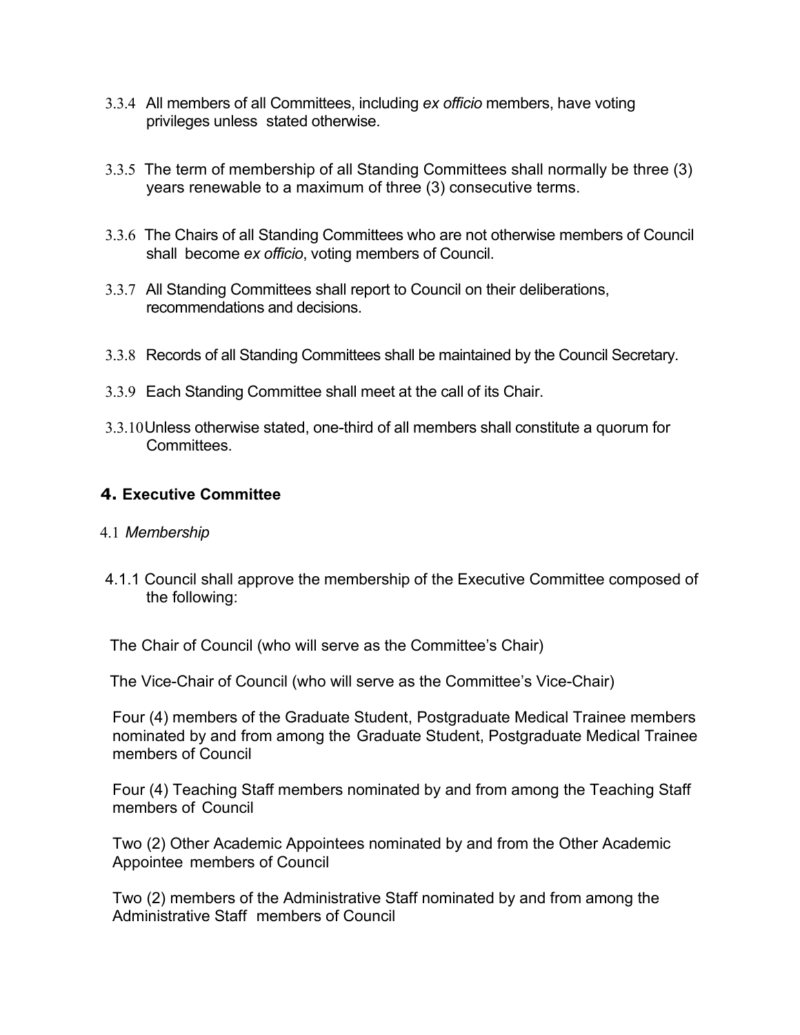3.3.4 All members of all Committees, including *ex officio* members, have voting privileges unless stated otherwise.

3.3.5 The term of membership of all Standing Committees shall normally be three (3) years renewable to a maximum of three (3) consecutive terms.

3.3.6 The Chairs of all Standing Committees who are not otherwise members of Council shall become *ex officio*, voting members of Council.

3.3.7 All Standing Committees shall report to Council on their deliberations, recommendations and decisions.

3.3.8 Records of all Standing Committees shall be maintained by the Council Secretary.

3.3.9 Each Standing Committee shall meet at the call of its Chair.

3.3.10 Unless otherwise stated, one-third of all members shall constitute a quorum for Committees.

## 4. Executive Committee

4.1 *Membership*

4.1.1 Council shall approve the membership of the Executive Committee composed of the following:

The Chair of Council (who will serve as the Committee's Chair)

The Vice-Chair of Council (who will serve as the Committee's Vice-Chair)

Four (4) members of the Graduate Student, Postgraduate Medical Trainee members nominated by and from among the Graduate Student, Postgraduate Medical Trainee members of Council

Four (4) Teaching Staff members nominated by and from among the Teaching Staff members of Council

Two (2) Other Academic Appointees nominated by and from the Other Academic Appointee members of Council

Two (2) members of the Administrative Staff nominated by and from among the Administrative Staff members of Council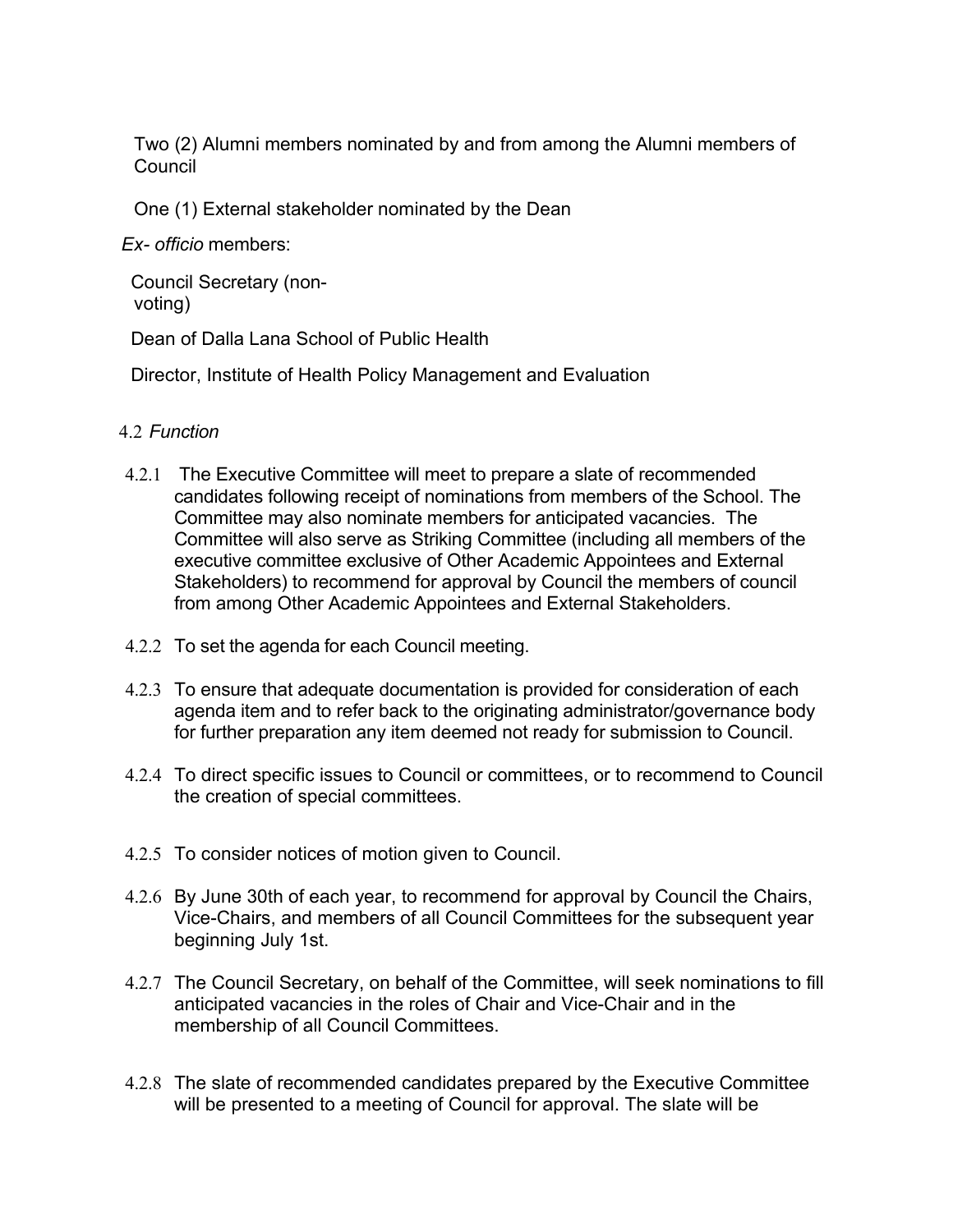Two (2) Alumni members nominated by and from among the Alumni members of Council

One (1) External stakeholder nominated by the Dean

*Ex- officio* members:

Council Secretary (non-voting)

Dean of Dalla Lana School of Public Health

Director, Institute of Health Policy Management and Evaluation

4.2 *Function*

4.2.1 The Executive Committee will meet to prepare a slate of recommended candidates following receipt of nominations from members of the School. The Committee may also nominate members for anticipated vacancies. The Committee will also serve as Striking Committee (including all members of the executive committee exclusive of Other Academic Appointees and External Stakeholders) to recommend for approval by Council the members of council from among Other Academic Appointees and External Stakeholders.

4.2.2 To set the agenda for each Council meeting.

4.2.3 To ensure that adequate documentation is provided for consideration of each agenda item and to refer back to the originating administrator/governance body for further preparation any item deemed not ready for submission to Council.

4.2.4 To direct specific issues to Council or committees, or to recommend to Council the creation of special committees.

4.2.5 To consider notices of motion given to Council.

4.2.6 By June 30th of each year, to recommend for approval by Council the Chairs, Vice-Chairs, and members of all Council Committees for the subsequent year beginning July 1st.

4.2.7 The Council Secretary, on behalf of the Committee, will seek nominations to fill anticipated vacancies in the roles of Chair and Vice-Chair and in the membership of all Council Committees.

4.2.8 The slate of recommended candidates prepared by the Executive Committee will be presented to a meeting of Council for approval. The slate will be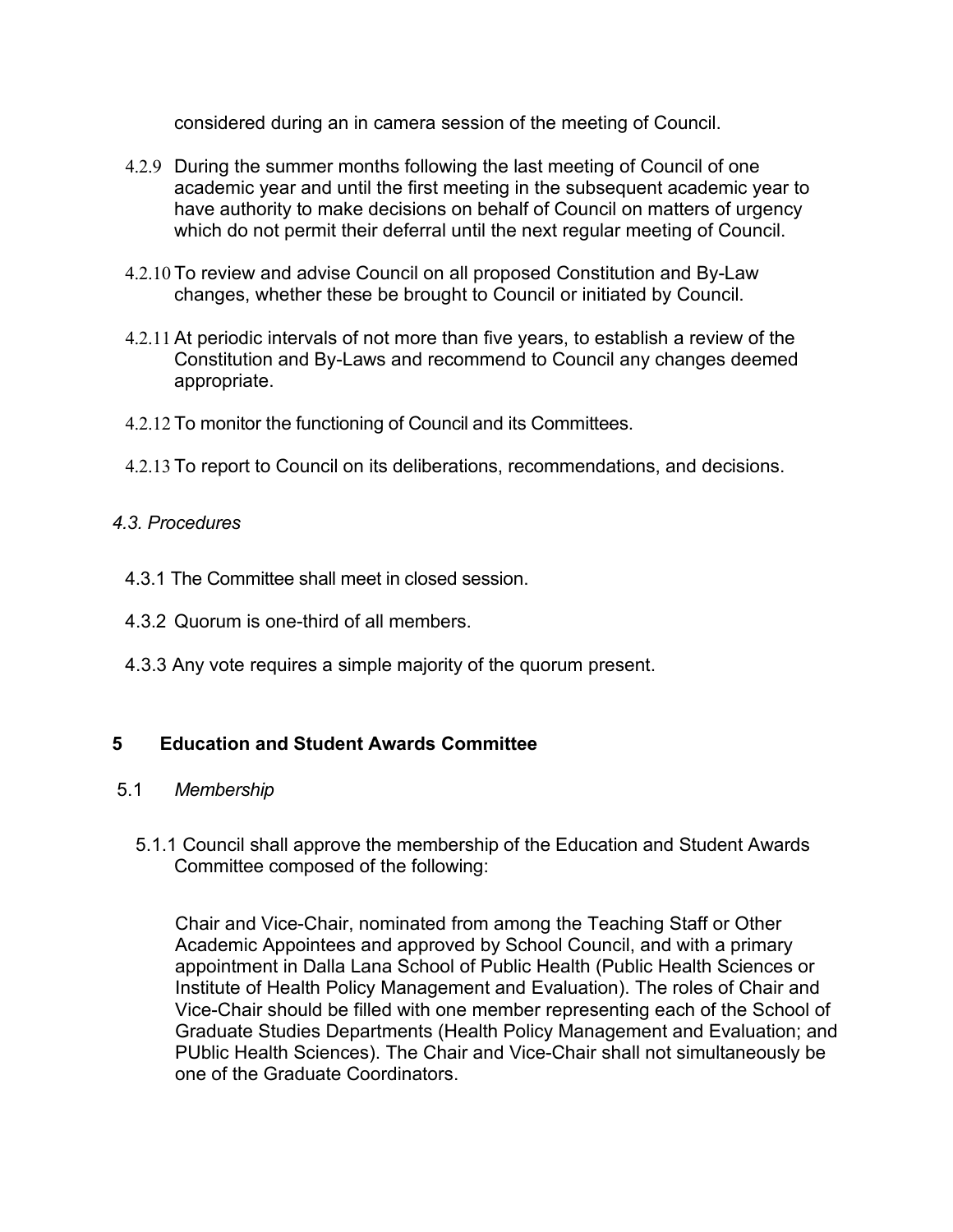considered during an in camera session of the meeting of Council.

4.2.9 During the summer months following the last meeting of Council of one academic year and until the first meeting in the subsequent academic year to have authority to make decisions on behalf of Council on matters of urgency which do not permit their deferral until the next regular meeting of Council.

4.2.10 To review and advise Council on all proposed Constitution and By-Law changes, whether these be brought to Council or initiated by Council.

4.2.11 At periodic intervals of not more than five years, to establish a review of the Constitution and By-Laws and recommend to Council any changes deemed appropriate.

4.2.12 To monitor the functioning of Council and its Committees.

4.2.13 To report to Council on its deliberations, recommendations, and decisions.

*4.3. Procedures*

4.3.1 The Committee shall meet in closed session.

4.3.2 Quorum is one-third of all members.

4.3.3 Any vote requires a simple majority of the quorum present.

## 5 Education and Student Awards Committee

5.1 *Membership*

5.1.1 Council shall approve the membership of the Education and Student Awards Committee composed of the following:

Chair and Vice-Chair, nominated from among the Teaching Staff or Other Academic Appointees and approved by School Council, and with a primary appointment in Dalla Lana School of Public Health (Public Health Sciences or Institute of Health Policy Management and Evaluation). The roles of Chair and Vice-Chair should be filled with one member representing each of the School of Graduate Studies Departments (Health Policy Management and Evaluation; and PUblic Health Sciences). The Chair and Vice-Chair shall not simultaneously be one of the Graduate Coordinators.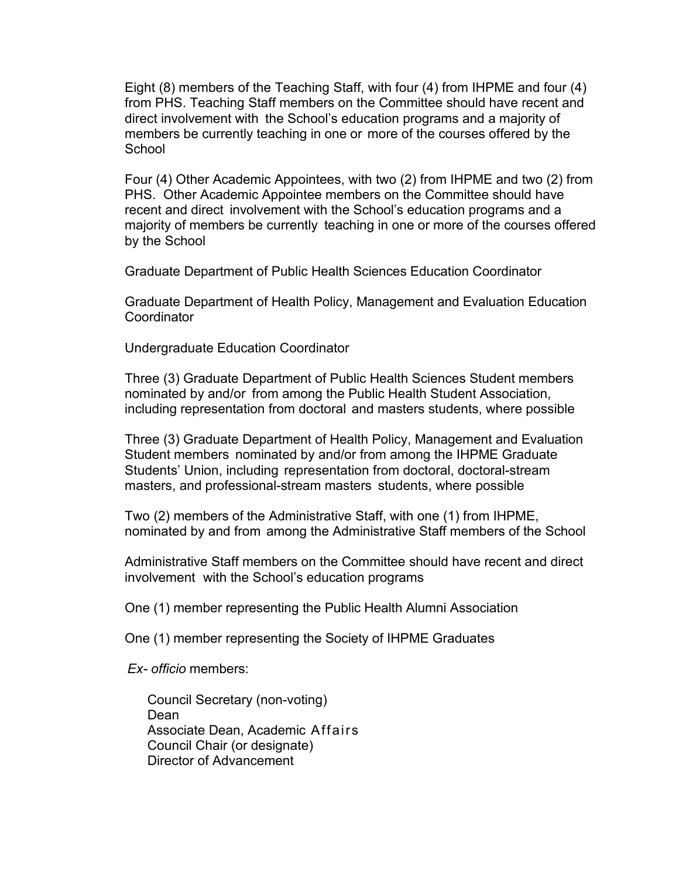Eight (8) members of the Teaching Staff, with four (4) from IHPME and four (4) from PHS. Teaching Staff members on the Committee should have recent and direct involvement with the School's education programs and a majority of members be currently teaching in one or more of the courses offered by the School

Four (4) Other Academic Appointees, with two (2) from IHPME and two (2) from PHS. Other Academic Appointee members on the Committee should have recent and direct involvement with the School's education programs and a majority of members be currently teaching in one or more of the courses offered by the School

Graduate Department of Public Health Sciences Education Coordinator

Graduate Department of Health Policy, Management and Evaluation Education Coordinator

Undergraduate Education Coordinator

Three (3) Graduate Department of Public Health Sciences Student members nominated by and/or from among the Public Health Student Association, including representation from doctoral and masters students, where possible

Three (3) Graduate Department of Health Policy, Management and Evaluation Student members nominated by and/or from among the IHPME Graduate Students' Union, including representation from doctoral, doctoral-stream masters, and professional-stream masters students, where possible

Two (2) members of the Administrative Staff, with one (1) from IHPME, nominated by and from among the Administrative Staff members of the School

Administrative Staff members on the Committee should have recent and direct involvement with the School's education programs

One (1) member representing the Public Health Alumni Association

One (1) member representing the Society of IHPME Graduates

*Ex- officio* members:

- Council Secretary (non-voting)
- Dean
- Associate Dean, Academic Affairs
- Council Chair (or designate)
- Director of Advancement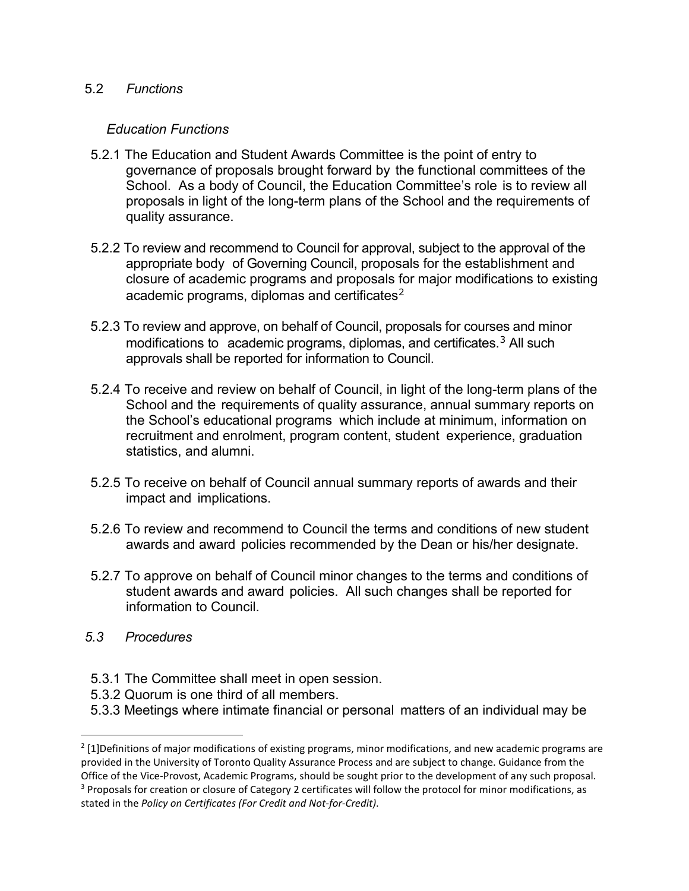### 5.2 *Functions*

*Education Functions*

5.2.1 The Education and Student Awards Committee is the point of entry to governance of proposals brought forward by the functional committees of the School. As a body of Council, the Education Committee's role is to review all proposals in light of the long-term plans of the School and the requirements of quality assurance.

5.2.2 To review and recommend to Council for approval, subject to the approval of the appropriate body of Governing Council, proposals for the establishment and closure of academic programs and proposals for major modifications to existing academic programs, diplomas and certificates[2]

5.2.3 To review and approve, on behalf of Council, proposals for courses and minor modifications to academic programs, diplomas, and certificates.[3] All such approvals shall be reported for information to Council.

5.2.4 To receive and review on behalf of Council, in light of the long-term plans of the School and the requirements of quality assurance, annual summary reports on the School's educational programs which include at minimum, information on recruitment and enrolment, program content, student experience, graduation statistics, and alumni.

5.2.5 To receive on behalf of Council annual summary reports of awards and their impact and implications.

5.2.6 To review and recommend to Council the terms and conditions of new student awards and award policies recommended by the Dean or his/her designate.

5.2.7 To approve on behalf of Council minor changes to the terms and conditions of student awards and award policies. All such changes shall be reported for information to Council.

### *5.3 Procedures*

5.3.1 The Committee shall meet in open session.
5.3.2 Quorum is one third of all members.
5.3.3 Meetings where intimate financial or personal matters of an individual may be

---

[2] [1]Definitions of major modifications of existing programs, minor modifications, and new academic programs are provided in the University of Toronto Quality Assurance Process and are subject to change. Guidance from the Office of the Vice-Provost, Academic Programs, should be sought prior to the development of any such proposal.

[3] Proposals for creation or closure of Category 2 certificates will follow the protocol for minor modifications, as stated in the *Policy on Certificates (For Credit and Not-for-Credit)*.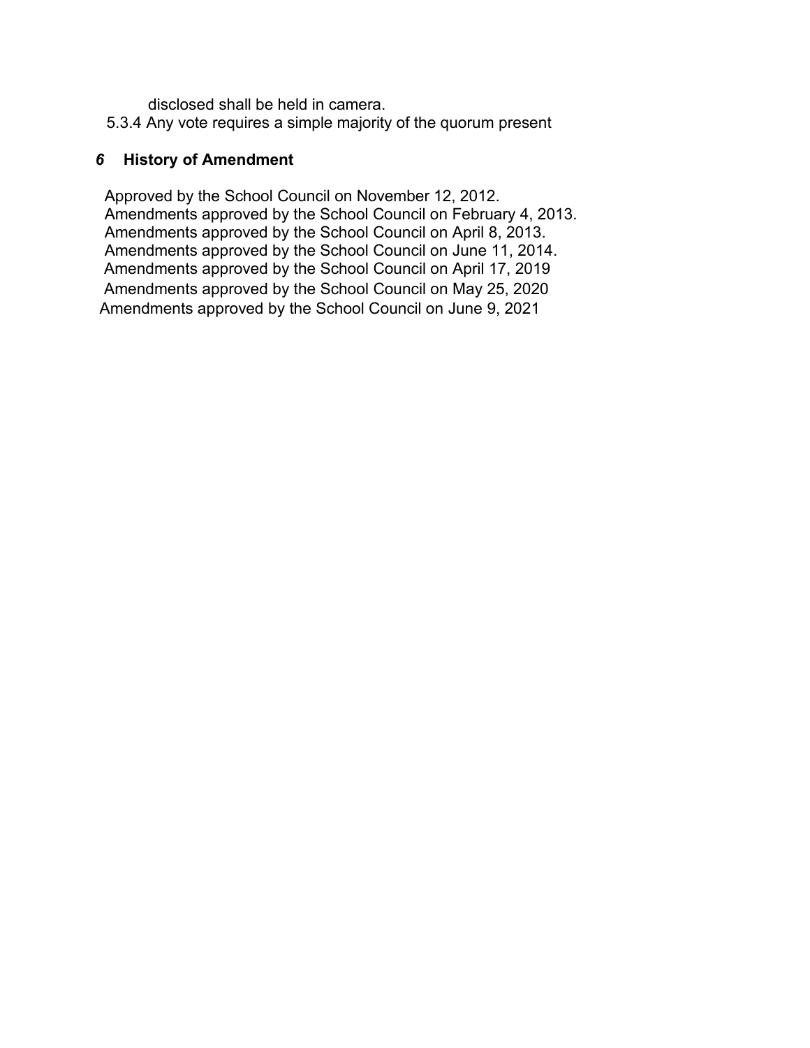disclosed shall be held in camera.

5.3.4 Any vote requires a simple majority of the quorum present

## *6* History of Amendment

Approved by the School Council on November 12, 2012.
Amendments approved by the School Council on February 4, 2013.
Amendments approved by the School Council on April 8, 2013.
Amendments approved by the School Council on June 11, 2014.
Amendments approved by the School Council on April 17, 2019
Amendments approved by the School Council on May 25, 2020
Amendments approved by the School Council on June 9, 2021